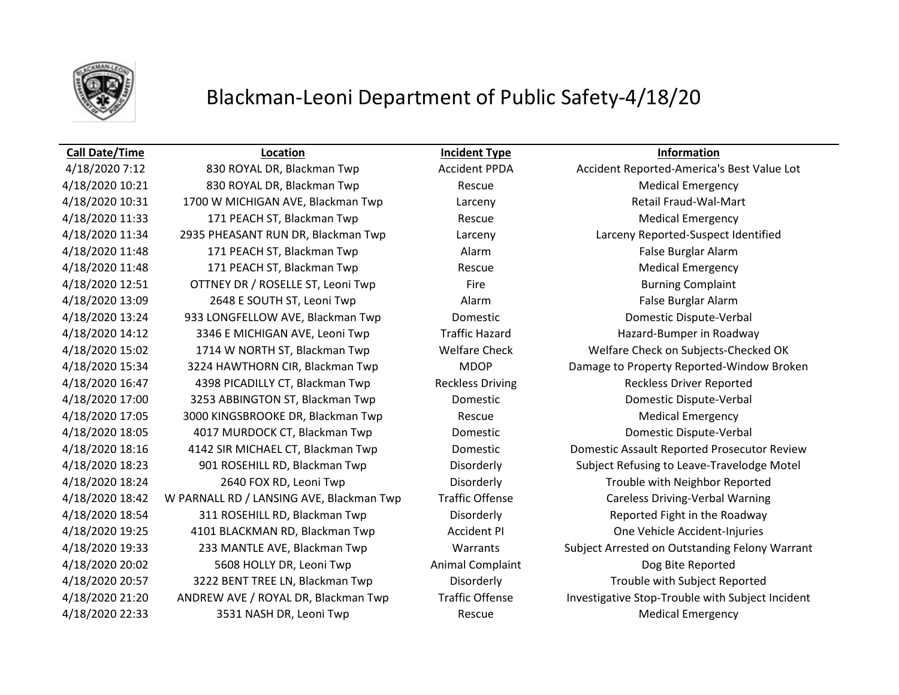# Blackman-Leoni Department of Public Safety-4/18/20

| Call Date/Time | Location | Incident Type | Information |
|---|---|---|---|
| 4/18/2020 7:12 | 830 ROYAL DR, Blackman Twp | Accident PPDA | Accident Reported-America's Best Value Lot |
| 4/18/2020 10:21 | 830 ROYAL DR, Blackman Twp | Rescue | Medical Emergency |
| 4/18/2020 10:31 | 1700 W MICHIGAN AVE, Blackman Twp | Larceny | Retail Fraud-Wal-Mart |
| 4/18/2020 11:33 | 171 PEACH ST, Blackman Twp | Rescue | Medical Emergency |
| 4/18/2020 11:34 | 2935 PHEASANT RUN DR, Blackman Twp | Larceny | Larceny Reported-Suspect Identified |
| 4/18/2020 11:48 | 171 PEACH ST, Blackman Twp | Alarm | False Burglar Alarm |
| 4/18/2020 11:48 | 171 PEACH ST, Blackman Twp | Rescue | Medical Emergency |
| 4/18/2020 12:51 | OTTNEY DR / ROSELLE ST, Leoni Twp | Fire | Burning Complaint |
| 4/18/2020 13:09 | 2648 E SOUTH ST, Leoni Twp | Alarm | False Burglar Alarm |
| 4/18/2020 13:24 | 933 LONGFELLOW AVE, Blackman Twp | Domestic | Domestic Dispute-Verbal |
| 4/18/2020 14:12 | 3346 E MICHIGAN AVE, Leoni Twp | Traffic Hazard | Hazard-Bumper in Roadway |
| 4/18/2020 15:02 | 1714 W NORTH ST, Blackman Twp | Welfare Check | Welfare Check on Subjects-Checked OK |
| 4/18/2020 15:34 | 3224 HAWTHORN CIR, Blackman Twp | MDOP | Damage to Property Reported-Window Broken |
| 4/18/2020 16:47 | 4398 PICADILLY CT, Blackman Twp | Reckless Driving | Reckless Driver Reported |
| 4/18/2020 17:00 | 3253 ABBINGTON ST, Blackman Twp | Domestic | Domestic Dispute-Verbal |
| 4/18/2020 17:05 | 3000 KINGSBROOKE DR, Blackman Twp | Rescue | Medical Emergency |
| 4/18/2020 18:05 | 4017 MURDOCK CT, Blackman Twp | Domestic | Domestic Dispute-Verbal |
| 4/18/2020 18:16 | 4142 SIR MICHAEL CT, Blackman Twp | Domestic | Domestic Assault Reported Prosecutor Review |
| 4/18/2020 18:23 | 901 ROSEHILL RD, Blackman Twp | Disorderly | Subject Refusing to Leave-Travelodge Motel |
| 4/18/2020 18:24 | 2640 FOX RD, Leoni Twp | Disorderly | Trouble with Neighbor Reported |
| 4/18/2020 18:42 | W PARNALL RD / LANSING AVE, Blackman Twp | Traffic Offense | Careless Driving-Verbal Warning |
| 4/18/2020 18:54 | 311 ROSEHILL RD, Blackman Twp | Disorderly | Reported Fight in the Roadway |
| 4/18/2020 19:25 | 4101 BLACKMAN RD, Blackman Twp | Accident PI | One Vehicle Accident-Injuries |
| 4/18/2020 19:33 | 233 MANTLE AVE, Blackman Twp | Warrants | Subject Arrested on Outstanding Felony Warrant |
| 4/18/2020 20:02 | 5608 HOLLY DR, Leoni Twp | Animal Complaint | Dog Bite Reported |
| 4/18/2020 20:57 | 3222 BENT TREE LN, Blackman Twp | Disorderly | Trouble with Subject Reported |
| 4/18/2020 21:20 | ANDREW AVE / ROYAL DR, Blackman Twp | Traffic Offense | Investigative Stop-Trouble with Subject Incident |
| 4/18/2020 22:33 | 3531 NASH DR, Leoni Twp | Rescue | Medical Emergency |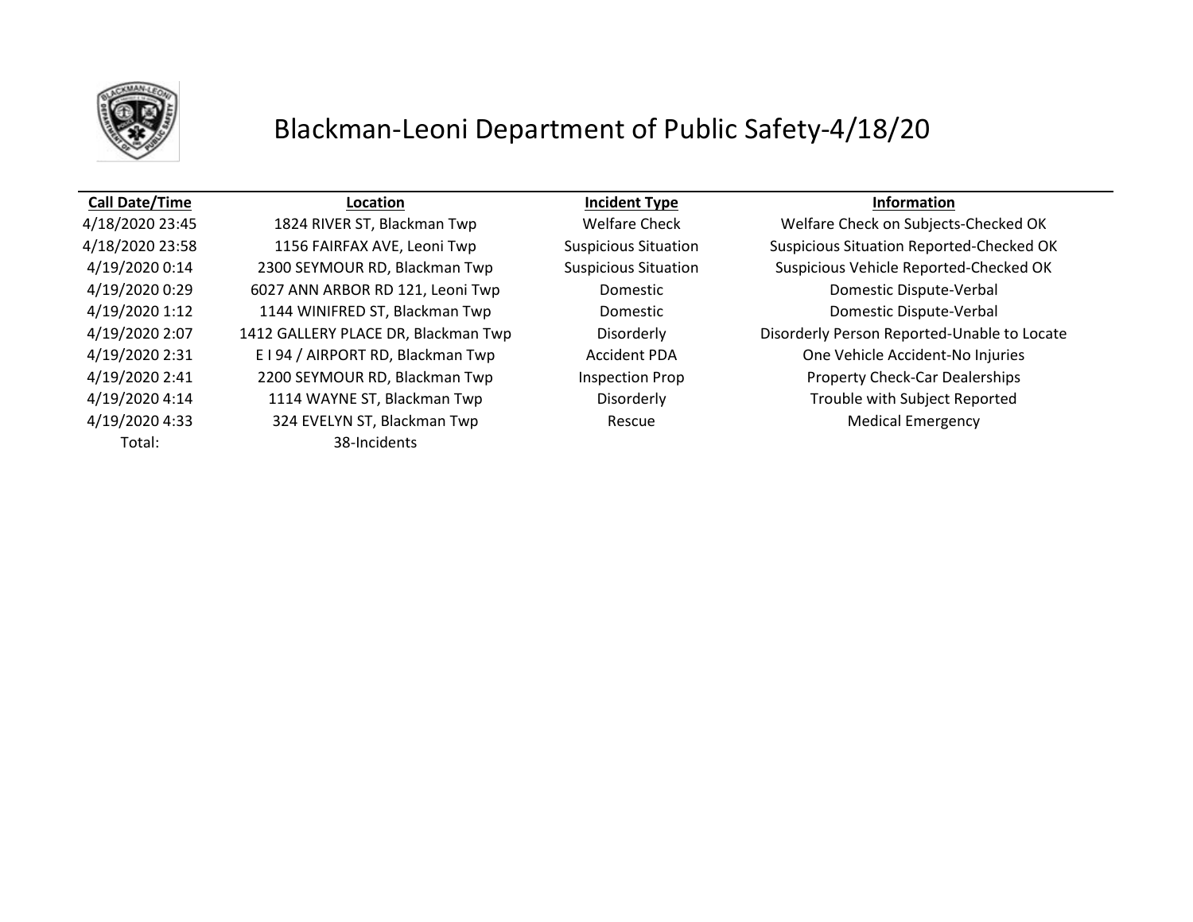# Blackman-Leoni Department of Public Safety-4/18/20

| Call Date/Time | Location | Incident Type | Information |
|---|---|---|---|
| 4/18/2020 23:45 | 1824 RIVER ST, Blackman Twp | Welfare Check | Welfare Check on Subjects-Checked OK |
| 4/18/2020 23:58 | 1156 FAIRFAX AVE, Leoni Twp | Suspicious Situation | Suspicious Situation Reported-Checked OK |
| 4/19/2020 0:14 | 2300 SEYMOUR RD, Blackman Twp | Suspicious Situation | Suspicious Vehicle Reported-Checked OK |
| 4/19/2020 0:29 | 6027 ANN ARBOR RD 121, Leoni Twp | Domestic | Domestic Dispute-Verbal |
| 4/19/2020 1:12 | 1144 WINIFRED ST, Blackman Twp | Domestic | Domestic Dispute-Verbal |
| 4/19/2020 2:07 | 1412 GALLERY PLACE DR, Blackman Twp | Disorderly | Disorderly Person Reported-Unable to Locate |
| 4/19/2020 2:31 | E I 94 / AIRPORT RD, Blackman Twp | Accident PDA | One Vehicle Accident-No Injuries |
| 4/19/2020 2:41 | 2200 SEYMOUR RD, Blackman Twp | Inspection Prop | Property Check-Car Dealerships |
| 4/19/2020 4:14 | 1114 WAYNE ST, Blackman Twp | Disorderly | Trouble with Subject Reported |
| 4/19/2020 4:33 | 324 EVELYN ST, Blackman Twp | Rescue | Medical Emergency |
| Total: | 38-Incidents | | |